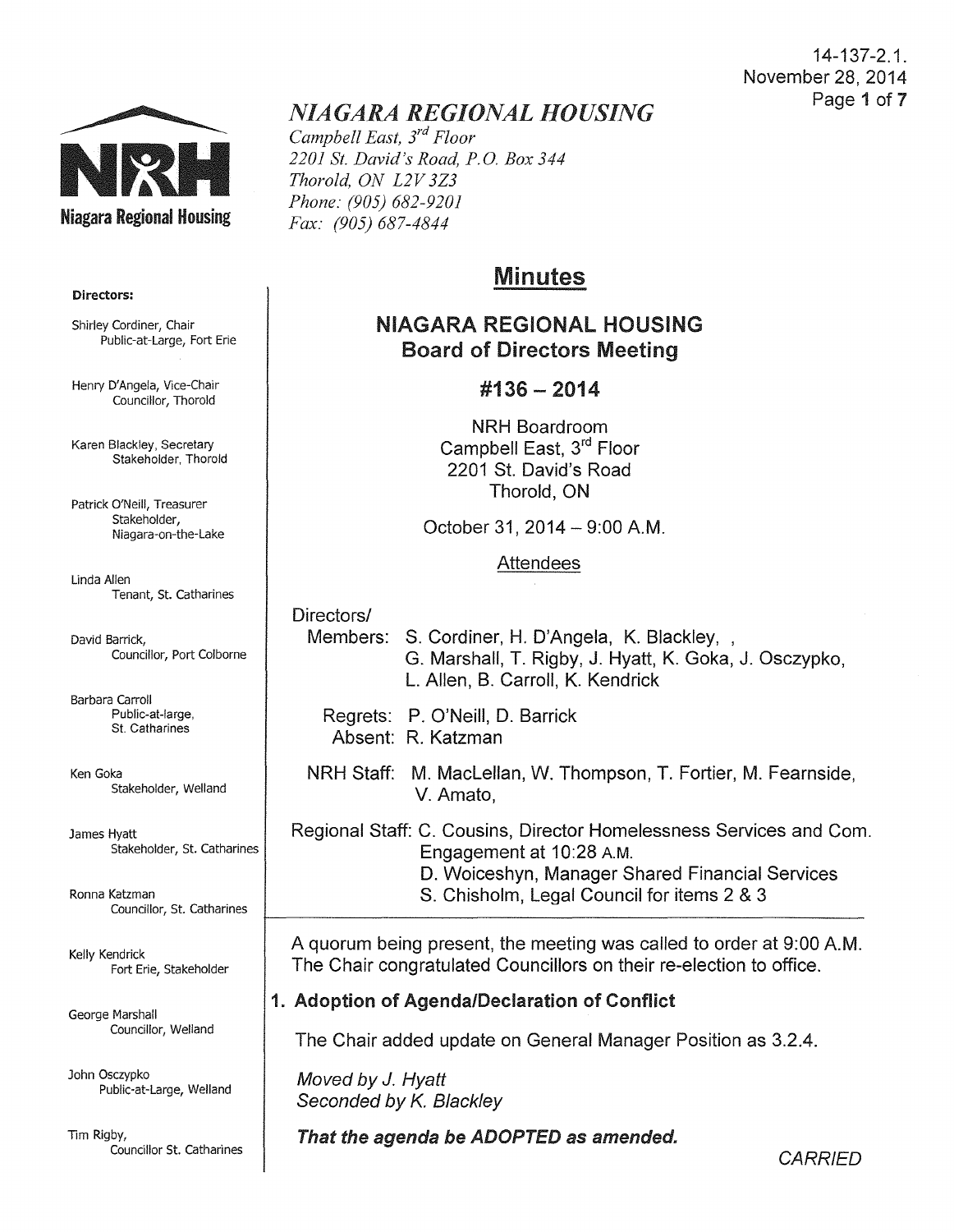14-137-2.1.
November 28, 2014

# NIAGARA REGIONAL HOUSING

*Campbell East, 3rd Floor*
*2201 St. David's Road, P.O. Box 344*
*Thorold, ON L2V 3Z3*
*Phone: (905) 682-9201*
*Fax: (905) 687-4844*

**Directors:**

Shirley Cordiner, Chair
Public-at-Large, Fort Erie

Henry D'Angela, Vice-Chair
Councillor, Thorold

Karen Blackley, Secretary
Stakeholder, Thorold

Patrick O'Neill, Treasurer
Stakeholder, Niagara-on-the-Lake

Linda Allen
Tenant, St. Catharines

David Barrick,
Councillor, Port Colborne

Barbara Carroll
Public-at-large, St. Catharines

Ken Goka
Stakeholder, Welland

James Hyatt
Stakeholder, St. Catharines

Ronna Katzman
Councillor, St. Catharines

Kelly Kendrick
Fort Erie, Stakeholder

George Marshall
Councillor, Welland

John Osczypko
Public-at-Large, Welland

Tim Rigby,
Councillor St. Catharines

## Minutes

## NIAGARA REGIONAL HOUSING
## Board of Directors Meeting

### #136 – 2014

NRH Boardroom
Campbell East, 3rd Floor
2201 St. David's Road
Thorold, ON

October 31, 2014 – 9:00 A.M.

Attendees

Directors/
Members: S. Cordiner, H. D'Angela, K. Blackley, , G. Marshall, T. Rigby, J. Hyatt, K. Goka, J. Osczypko, L. Allen, B. Carroll, K. Kendrick

Regrets: P. O'Neill, D. Barrick
Absent: R. Katzman

NRH Staff: M. MacLellan, W. Thompson, T. Fortier, M. Fearnside, V. Amato,

Regional Staff: C. Cousins, Director Homelessness Services and Com. Engagement at 10:28 A.M.
D. Woiceshyn, Manager Shared Financial Services
S. Chisholm, Legal Council for items 2 & 3

A quorum being present, the meeting was called to order at 9:00 A.M. The Chair congratulated Councillors on their re-election to office.

**1. Adoption of Agenda/Declaration of Conflict**

The Chair added update on General Manager Position as 3.2.4.

*Moved by J. Hyatt*
*Seconded by K. Blackley*

***That the agenda be ADOPTED as amended.***

*CARRIED*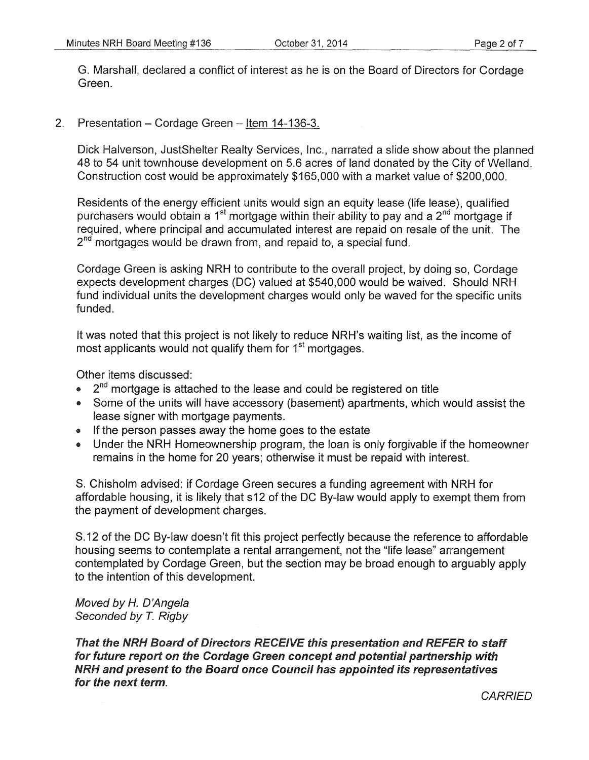G. Marshall, declared a conflict of interest as he is on the Board of Directors for Cordage Green.

2. Presentation – Cordage Green – Item 14-136-3.

Dick Halverson, JustShelter Realty Services, Inc., narrated a slide show about the planned 48 to 54 unit townhouse development on 5.6 acres of land donated by the City of Welland. Construction cost would be approximately $165,000 with a market value of $200,000.

Residents of the energy efficient units would sign an equity lease (life lease), qualified purchasers would obtain a 1st mortgage within their ability to pay and a 2nd mortgage if required, where principal and accumulated interest are repaid on resale of the unit. The 2nd mortgages would be drawn from, and repaid to, a special fund.

Cordage Green is asking NRH to contribute to the overall project, by doing so, Cordage expects development charges (DC) valued at $540,000 would be waived. Should NRH fund individual units the development charges would only be waved for the specific units funded.

It was noted that this project is not likely to reduce NRH's waiting list, as the income of most applicants would not qualify them for 1st mortgages.

Other items discussed:

- 2nd mortgage is attached to the lease and could be registered on title
- Some of the units will have accessory (basement) apartments, which would assist the lease signer with mortgage payments.
- If the person passes away the home goes to the estate
- Under the NRH Homeownership program, the loan is only forgivable if the homeowner remains in the home for 20 years; otherwise it must be repaid with interest.

S. Chisholm advised: if Cordage Green secures a funding agreement with NRH for affordable housing, it is likely that s12 of the DC By-law would apply to exempt them from the payment of development charges.

S.12 of the DC By-law doesn't fit this project perfectly because the reference to affordable housing seems to contemplate a rental arrangement, not the "life lease" arrangement contemplated by Cordage Green, but the section may be broad enough to arguably apply to the intention of this development.

*Moved by H. D'Angela*
*Seconded by T. Rigby*

***That the NRH Board of Directors RECEIVE this presentation and REFER to staff for future report on the Cordage Green concept and potential partnership with NRH and present to the Board once Council has appointed its representatives for the next term.***

*CARRIED*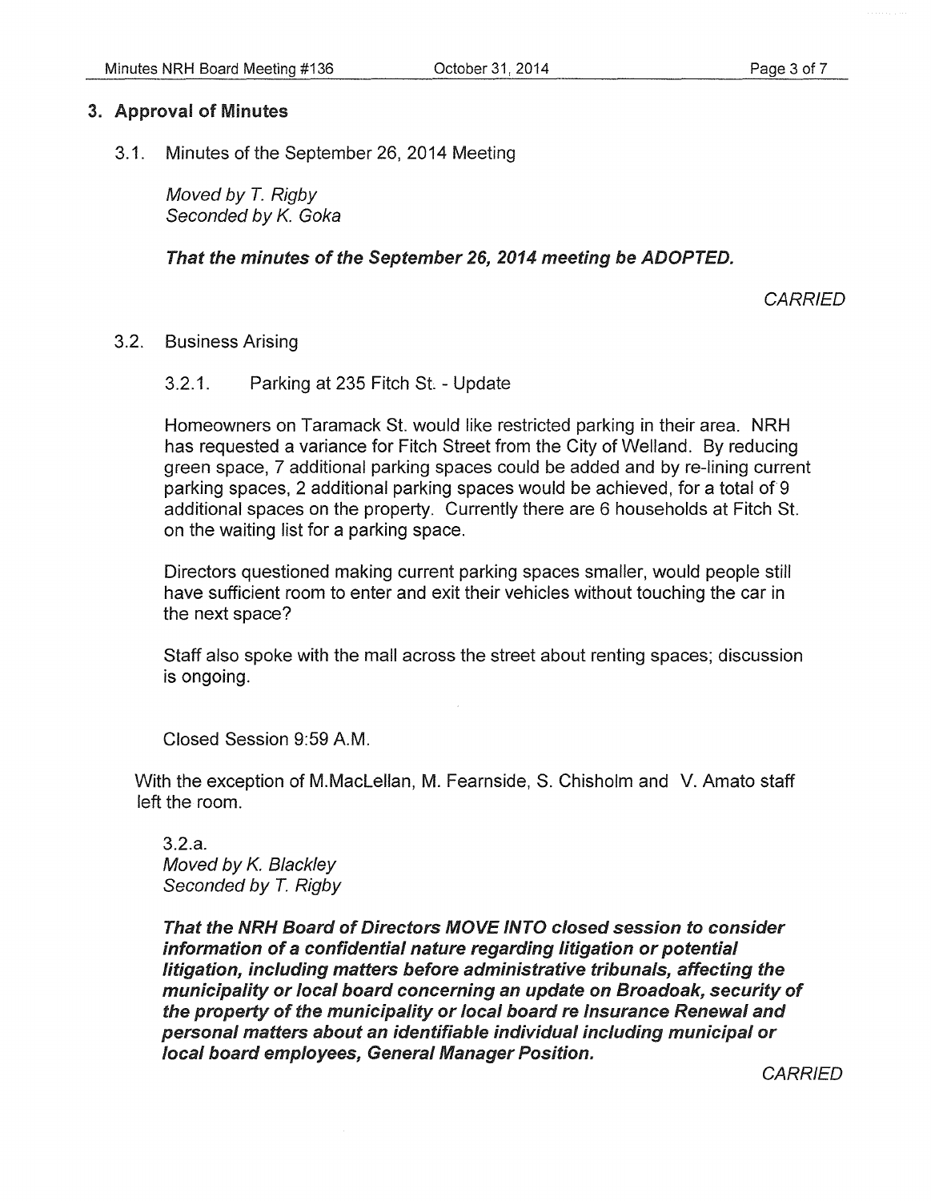## 3. Approval of Minutes

3.1. Minutes of the September 26, 2014 Meeting

*Moved by T. Rigby*
*Seconded by K. Goka*

***That the minutes of the September 26, 2014 meeting be ADOPTED.***

*CARRIED*

3.2. Business Arising

3.2.1. Parking at 235 Fitch St. - Update

Homeowners on Taramack St. would like restricted parking in their area. NRH has requested a variance for Fitch Street from the City of Welland. By reducing green space, 7 additional parking spaces could be added and by re-lining current parking spaces, 2 additional parking spaces would be achieved, for a total of 9 additional spaces on the property. Currently there are 6 households at Fitch St. on the waiting list for a parking space.

Directors questioned making current parking spaces smaller, would people still have sufficient room to enter and exit their vehicles without touching the car in the next space?

Staff also spoke with the mall across the street about renting spaces; discussion is ongoing.

Closed Session 9:59 A.M.

With the exception of M.MacLellan, M. Fearnside, S. Chisholm and V. Amato staff left the room.

3.2.a.
*Moved by K. Blackley*
*Seconded by T. Rigby*

***That the NRH Board of Directors MOVE INTO closed session to consider information of a confidential nature regarding litigation or potential litigation, including matters before administrative tribunals, affecting the municipality or local board concerning an update on Broadoak, security of the property of the municipality or local board re Insurance Renewal and personal matters about an identifiable individual including municipal or local board employees, General Manager Position.***

*CARRIED*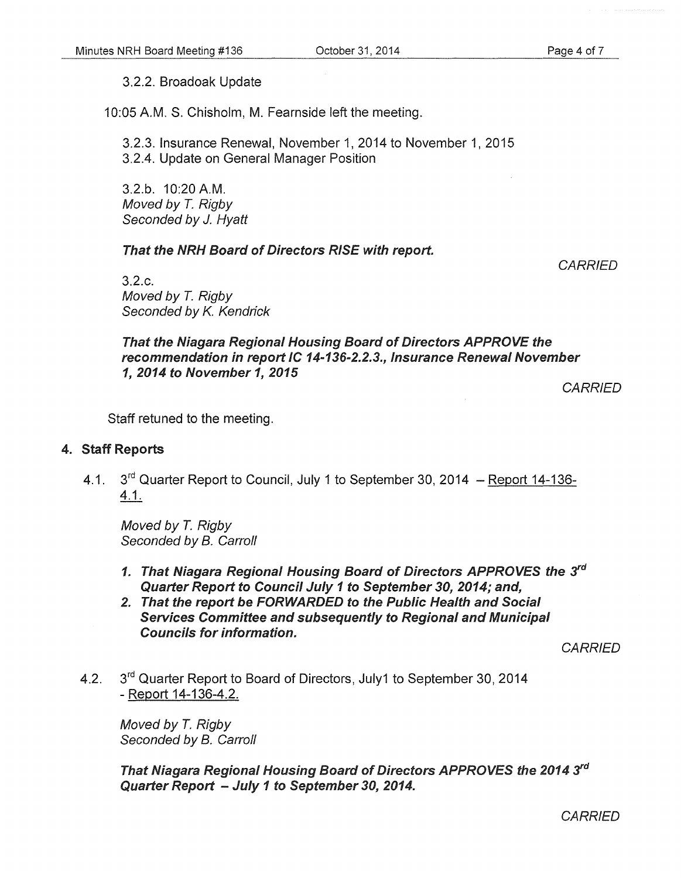3.2.2. Broadoak Update

10:05 A.M. S. Chisholm, M. Fearnside left the meeting.

3.2.3. Insurance Renewal, November 1, 2014 to November 1, 2015
3.2.4. Update on General Manager Position

3.2.b. 10:20 A.M.
*Moved by T. Rigby*
*Seconded by J. Hyatt*

***That the NRH Board of Directors RISE with report.***

*CARRIED*

3.2.c.
*Moved by T. Rigby*
*Seconded by K. Kendrick*

***That the Niagara Regional Housing Board of Directors APPROVE the recommendation in report IC 14-136-2.2.3., Insurance Renewal November 1, 2014 to November 1, 2015***

*CARRIED*

Staff retuned to the meeting.

## 4. Staff Reports

4.1. 3rd Quarter Report to Council, July 1 to September 30, 2014 – Report 14-136-4.1.

*Moved by T. Rigby*
*Seconded by B. Carroll*

1. ***That Niagara Regional Housing Board of Directors APPROVES the 3rd Quarter Report to Council July 1 to September 30, 2014; and,***
2. ***That the report be FORWARDED to the Public Health and Social Services Committee and subsequently to Regional and Municipal Councils for information.***

*CARRIED*

4.2. 3rd Quarter Report to Board of Directors, July1 to September 30, 2014 - Report 14-136-4.2.

*Moved by T. Rigby*
*Seconded by B. Carroll*

***That Niagara Regional Housing Board of Directors APPROVES the 2014 3rd Quarter Report – July 1 to September 30, 2014.***

*CARRIED*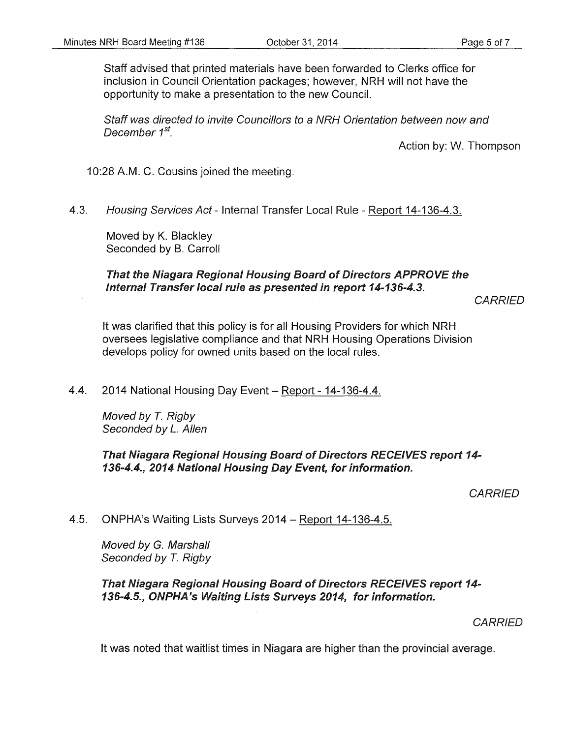Staff advised that printed materials have been forwarded to Clerks office for inclusion in Council Orientation packages; however, NRH will not have the opportunity to make a presentation to the new Council.

*Staff was directed to invite Councillors to a NRH Orientation between now and December 1st.*

Action by: W. Thompson

10:28 A.M. C. Cousins joined the meeting.

4.3. *Housing Services Act* - Internal Transfer Local Rule - Report 14-136-4.3.

Moved by K. Blackley
Seconded by B. Carroll

***That the Niagara Regional Housing Board of Directors APPROVE the Internal Transfer local rule as presented in report 14-136-4.3.***

*CARRIED*

It was clarified that this policy is for all Housing Providers for which NRH oversees legislative compliance and that NRH Housing Operations Division develops policy for owned units based on the local rules.

4.4. 2014 National Housing Day Event – Report - 14-136-4.4.

*Moved by T. Rigby*
*Seconded by L. Allen*

***That Niagara Regional Housing Board of Directors RECEIVES report 14-136-4.4., 2014 National Housing Day Event, for information.***

*CARRIED*

4.5. ONPHA's Waiting Lists Surveys 2014 – Report 14-136-4.5.

*Moved by G. Marshall*
*Seconded by T. Rigby*

***That Niagara Regional Housing Board of Directors RECEIVES report 14-136-4.5., ONPHA's Waiting Lists Surveys 2014, for information.***

*CARRIED*

It was noted that waitlist times in Niagara are higher than the provincial average.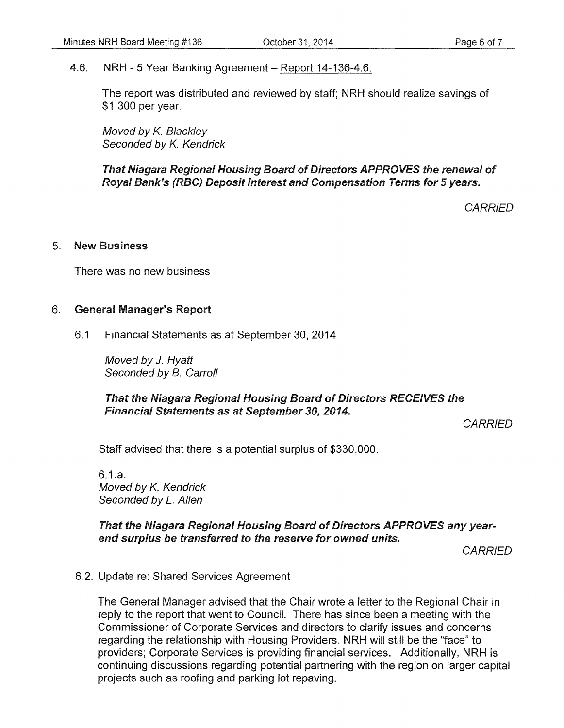4.6. NRH - 5 Year Banking Agreement – Report 14-136-4.6.

The report was distributed and reviewed by staff; NRH should realize savings of $1,300 per year.

*Moved by K. Blackley*
*Seconded by K. Kendrick*

***That Niagara Regional Housing Board of Directors APPROVES the renewal of Royal Bank's (RBC) Deposit Interest and Compensation Terms for 5 years.***

*CARRIED*

## 5. New Business

There was no new business

## 6. General Manager's Report

6.1 Financial Statements as at September 30, 2014

*Moved by J. Hyatt*
*Seconded by B. Carroll*

***That the Niagara Regional Housing Board of Directors RECEIVES the Financial Statements as at September 30, 2014.***

*CARRIED*

Staff advised that there is a potential surplus of $330,000.

6.1.a.
*Moved by K. Kendrick*
*Seconded by L. Allen*

***That the Niagara Regional Housing Board of Directors APPROVES any year-end surplus be transferred to the reserve for owned units.***

*CARRIED*

6.2. Update re: Shared Services Agreement

The General Manager advised that the Chair wrote a letter to the Regional Chair in reply to the report that went to Council. There has since been a meeting with the Commissioner of Corporate Services and directors to clarify issues and concerns regarding the relationship with Housing Providers. NRH will still be the "face" to providers; Corporate Services is providing financial services. Additionally, NRH is continuing discussions regarding potential partnering with the region on larger capital projects such as roofing and parking lot repaving.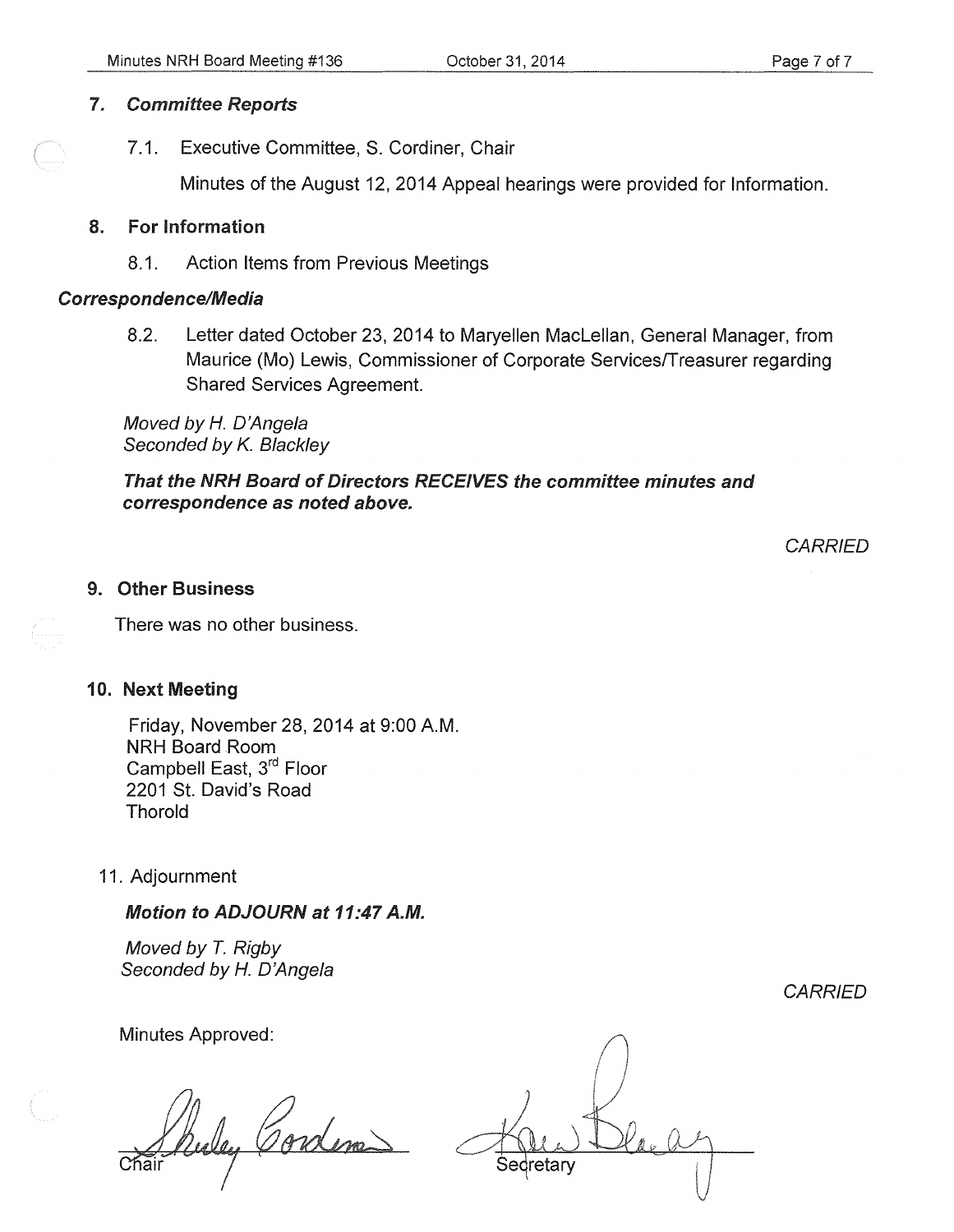## 7. *Committee Reports*

7.1. Executive Committee, S. Cordiner, Chair

Minutes of the August 12, 2014 Appeal hearings were provided for Information.

## 8. For Information

8.1. Action Items from Previous Meetings

### *Correspondence/Media*

8.2. Letter dated October 23, 2014 to Maryellen MacLellan, General Manager, from Maurice (Mo) Lewis, Commissioner of Corporate Services/Treasurer regarding Shared Services Agreement.

*Moved by H. D'Angela*
*Seconded by K. Blackley*

***That the NRH Board of Directors RECEIVES the committee minutes and correspondence as noted above.***

*CARRIED*

## 9. Other Business

There was no other business.

## 10. Next Meeting

Friday, November 28, 2014 at 9:00 A.M.
NRH Board Room
Campbell East, 3rd Floor
2201 St. David's Road
Thorold

11. Adjournment

***Motion to ADJOURN at 11:47 A.M.***

*Moved by T. Rigby*
*Seconded by H. D'Angela*

*CARRIED*

Minutes Approved:

Chair

Secretary